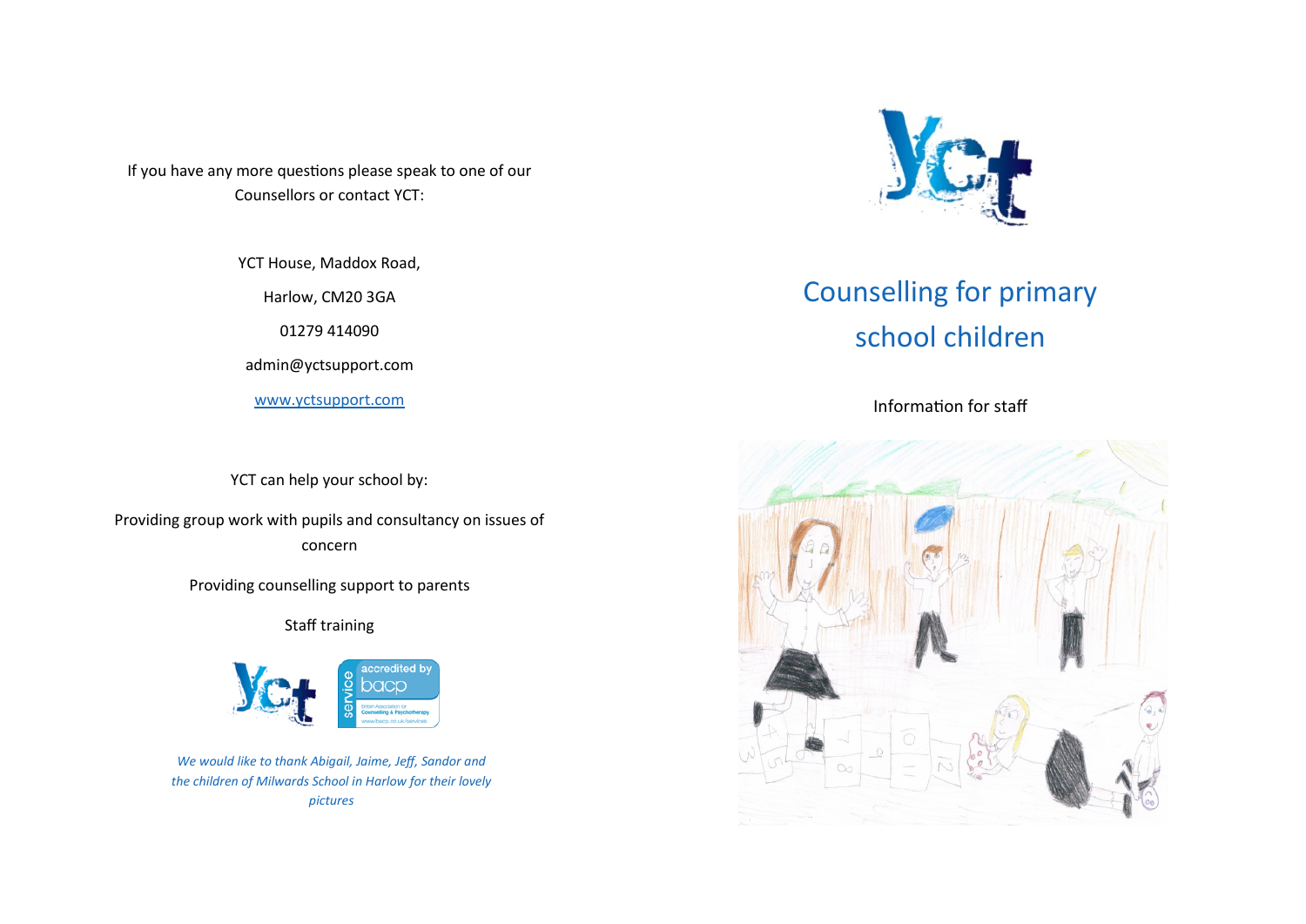If you have any more questions please speak to one of our Counsellors or contact YCT:

YCT House, Maddox Road,

Harlow, CM20 3GA

01279 414090

admin@yctsupport.com

[www.yctsupport.com](http://www.yctsupport.com)

YCT can help your school by:

Providing group work with pupils and consultancy on issues of concern

Providing counselling support to parents

Staff training

*We would like to thank Abigail, Jaime, Jeff, Sandor and the children of Milwards School in Harlow for their lovely pictures*

# Counselling for primary school children

Information for staff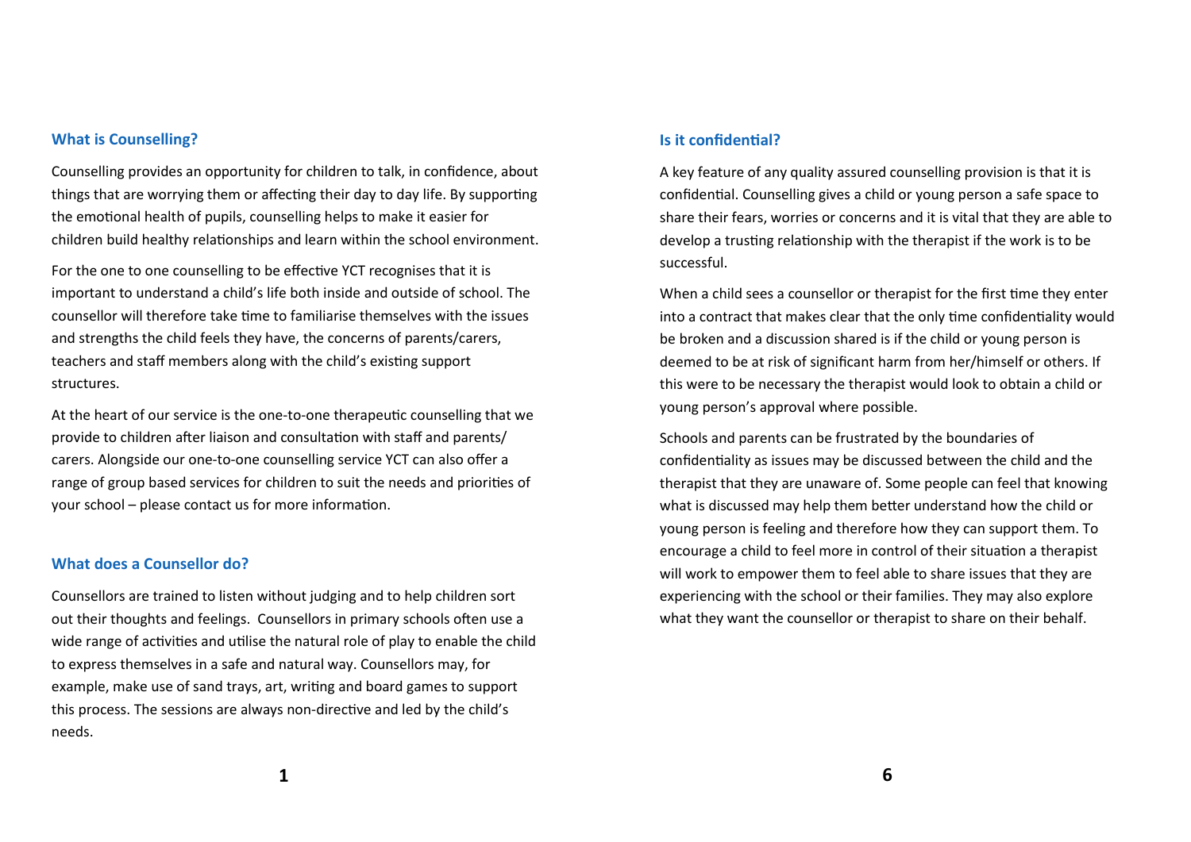## What is Counselling?

Counselling provides an opportunity for children to talk, in confidence, about things that are worrying them or affecting their day to day life. By supporting the emotional health of pupils, counselling helps to make it easier for children build healthy relationships and learn within the school environment.

For the one to one counselling to be effective YCT recognises that it is important to understand a child's life both inside and outside of school. The counsellor will therefore take time to familiarise themselves with the issues and strengths the child feels they have, the concerns of parents/carers, teachers and staff members along with the child's existing support structures.

At the heart of our service is the one-to-one therapeutic counselling that we provide to children after liaison and consultation with staff and parents/ carers. Alongside our one-to-one counselling service YCT can also offer a range of group based services for children to suit the needs and priorities of your school – please contact us for more information.

## What does a Counsellor do?

Counsellors are trained to listen without judging and to help children sort out their thoughts and feelings. Counsellors in primary schools often use a wide range of activities and utilise the natural role of play to enable the child to express themselves in a safe and natural way. Counsellors may, for example, make use of sand trays, art, writing and board games to support this process. The sessions are always non-directive and led by the child's needs.

## Is it confidential?

A key feature of any quality assured counselling provision is that it is confidential. Counselling gives a child or young person a safe space to share their fears, worries or concerns and it is vital that they are able to develop a trusting relationship with the therapist if the work is to be successful.

When a child sees a counsellor or therapist for the first time they enter into a contract that makes clear that the only time confidentiality would be broken and a discussion shared is if the child or young person is deemed to be at risk of significant harm from her/himself or others. If this were to be necessary the therapist would look to obtain a child or young person's approval where possible.

Schools and parents can be frustrated by the boundaries of confidentiality as issues may be discussed between the child and the therapist that they are unaware of. Some people can feel that knowing what is discussed may help them better understand how the child or young person is feeling and therefore how they can support them. To encourage a child to feel more in control of their situation a therapist will work to empower them to feel able to share issues that they are experiencing with the school or their families. They may also explore what they want the counsellor or therapist to share on their behalf.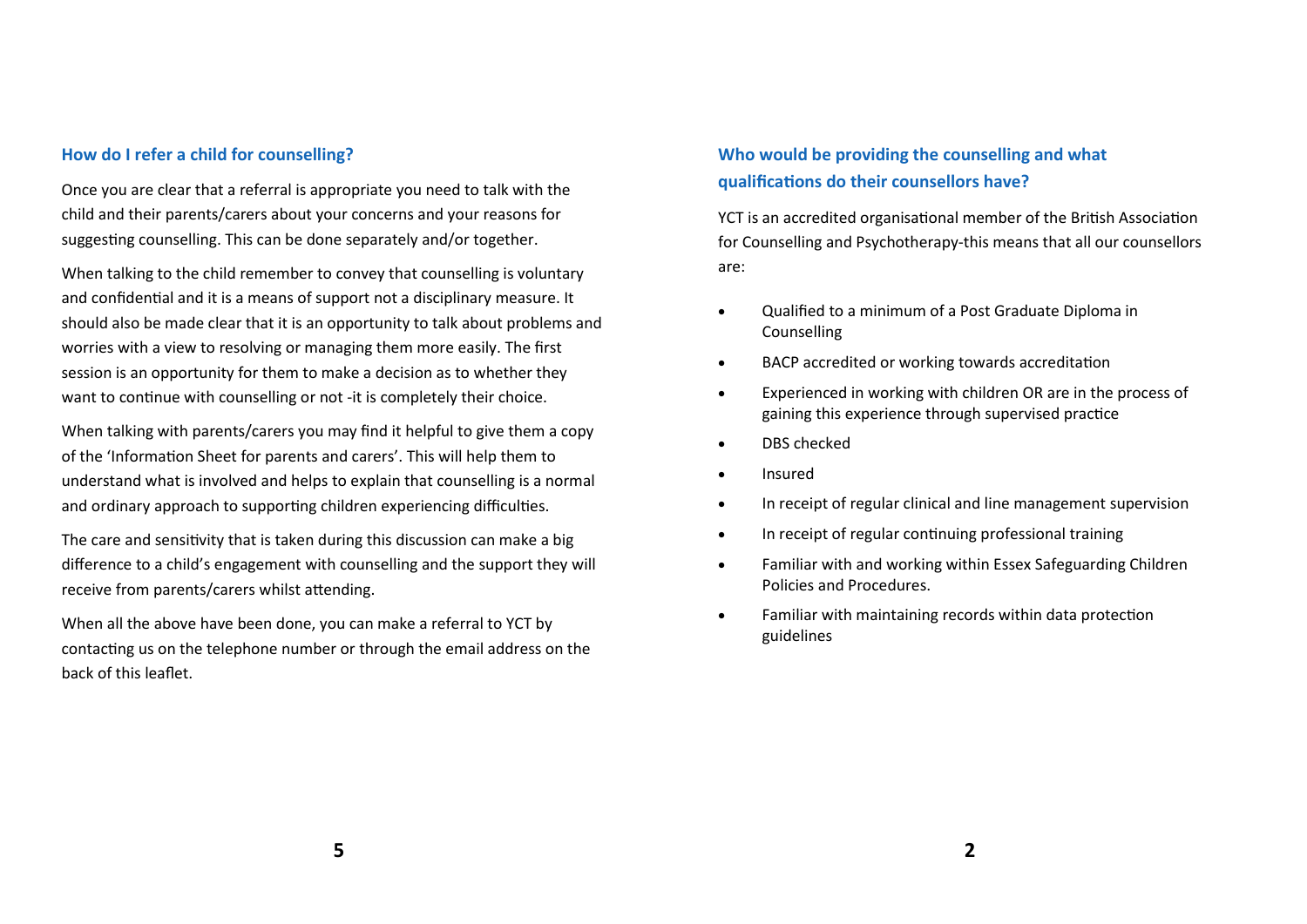## How do I refer a child for counselling?

Once you are clear that a referral is appropriate you need to talk with the child and their parents/carers about your concerns and your reasons for suggesting counselling. This can be done separately and/or together.

When talking to the child remember to convey that counselling is voluntary and confidential and it is a means of support not a disciplinary measure. It should also be made clear that it is an opportunity to talk about problems and worries with a view to resolving or managing them more easily. The first session is an opportunity for them to make a decision as to whether they want to continue with counselling or not -it is completely their choice.

When talking with parents/carers you may find it helpful to give them a copy of the 'Information Sheet for parents and carers'. This will help them to understand what is involved and helps to explain that counselling is a normal and ordinary approach to supporting children experiencing difficulties.

The care and sensitivity that is taken during this discussion can make a big difference to a child's engagement with counselling and the support they will receive from parents/carers whilst attending.

When all the above have been done, you can make a referral to YCT by contacting us on the telephone number or through the email address on the back of this leaflet.

## Who would be providing the counselling and what qualifications do their counsellors have?

YCT is an accredited organisational member of the British Association for Counselling and Psychotherapy-this means that all our counsellors are:

- Qualified to a minimum of a Post Graduate Diploma in Counselling
- BACP accredited or working towards accreditation
- Experienced in working with children OR are in the process of gaining this experience through supervised practice
- DBS checked
- Insured
- In receipt of regular clinical and line management supervision
- In receipt of regular continuing professional training
- Familiar with and working within Essex Safeguarding Children Policies and Procedures.
- Familiar with maintaining records within data protection guidelines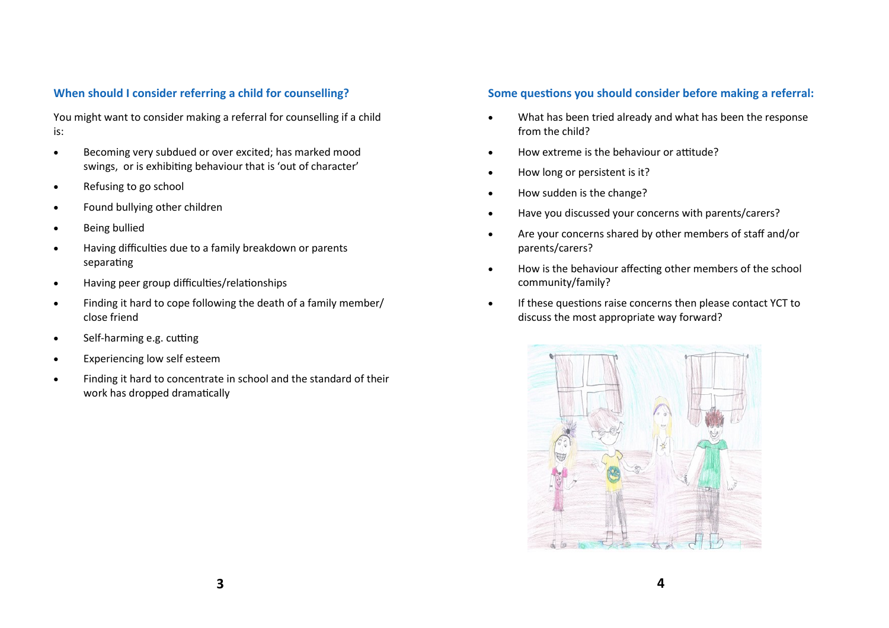## When should I consider referring a child for counselling?

You might want to consider making a referral for counselling if a child is:

- Becoming very subdued or over excited; has marked mood swings, or is exhibiting behaviour that is 'out of character'
- Refusing to go school
- Found bullying other children
- Being bullied
- Having difficulties due to a family breakdown or parents separating
- Having peer group difficulties/relationships
- Finding it hard to cope following the death of a family member/ close friend
- Self-harming e.g. cutting
- Experiencing low self esteem
- Finding it hard to concentrate in school and the standard of their work has dropped dramatically

## Some questions you should consider before making a referral:

- What has been tried already and what has been the response from the child?
- How extreme is the behaviour or attitude?
- How long or persistent is it?
- How sudden is the change?
- Have you discussed your concerns with parents/carers?
- Are your concerns shared by other members of staff and/or parents/carers?
- How is the behaviour affecting other members of the school community/family?
- If these questions raise concerns then please contact YCT to discuss the most appropriate way forward?